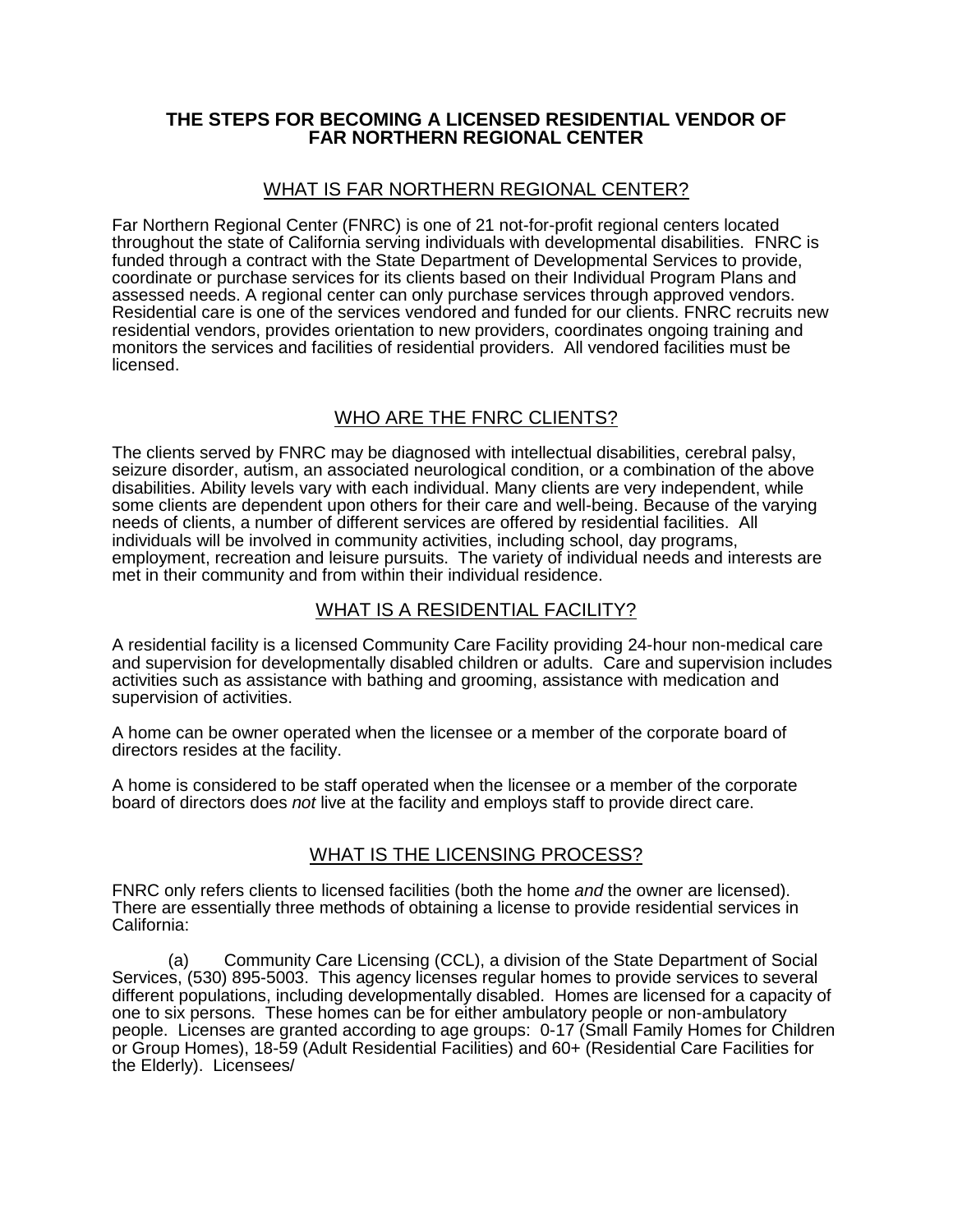# THE STEPS FOR BECOMING A LICENSED RESIDENTIAL VENDOR OF FAR NORTHERN REGIONAL CENTER

## WHAT IS FAR NORTHERN REGIONAL CENTER?

Far Northern Regional Center (FNRC) is one of 21 not-for-profit regional centers located throughout the state of California serving individuals with developmental disabilities. FNRC is funded through a contract with the State Department of Developmental Services to provide, coordinate or purchase services for its clients based on their Individual Program Plans and assessed needs. A regional center can only purchase services through approved vendors. Residential care is one of the services vendored and funded for our clients. FNRC recruits new residential vendors, provides orientation to new providers, coordinates ongoing training and monitors the services and facilities of residential providers. All vendored facilities must be licensed.

## WHO ARE THE FNRC CLIENTS?

The clients served by FNRC may be diagnosed with intellectual disabilities, cerebral palsy, seizure disorder, autism, an associated neurological condition, or a combination of the above disabilities. Ability levels vary with each individual. Many clients are very independent, while some clients are dependent upon others for their care and well-being. Because of the varying needs of clients, a number of different services are offered by residential facilities. All individuals will be involved in community activities, including school, day programs, employment, recreation and leisure pursuits. The variety of individual needs and interests are met in their community and from within their individual residence.

## WHAT IS A RESIDENTIAL FACILITY?

A residential facility is a licensed Community Care Facility providing 24-hour non-medical care and supervision for developmentally disabled children or adults. Care and supervision includes activities such as assistance with bathing and grooming, assistance with medication and supervision of activities.

A home can be owner operated when the licensee or a member of the corporate board of directors resides at the facility.

A home is considered to be staff operated when the licensee or a member of the corporate board of directors does *not* live at the facility and employs staff to provide direct care.

## WHAT IS THE LICENSING PROCESS?

FNRC only refers clients to licensed facilities (both the home *and* the owner are licensed). There are essentially three methods of obtaining a license to provide residential services in California:

(a) Community Care Licensing (CCL), a division of the State Department of Social Services, (530) 895-5003. This agency licenses regular homes to provide services to several different populations, including developmentally disabled. Homes are licensed for a capacity of one to six persons. These homes can be for either ambulatory people or non-ambulatory people. Licenses are granted according to age groups: 0-17 (Small Family Homes for Children or Group Homes), 18-59 (Adult Residential Facilities) and 60+ (Residential Care Facilities for the Elderly). Licensees/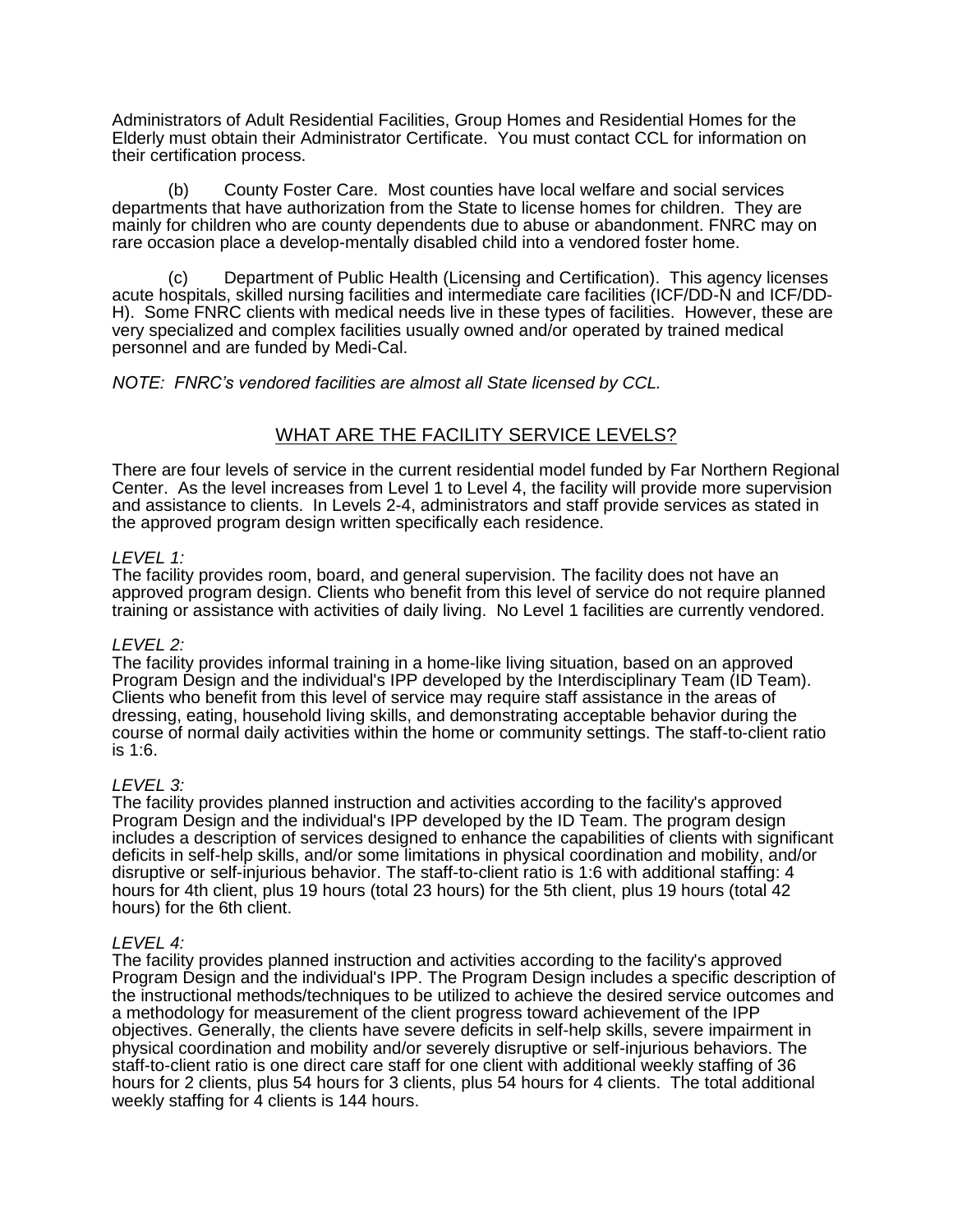Administrators of Adult Residential Facilities, Group Homes and Residential Homes for the Elderly must obtain their Administrator Certificate. You must contact CCL for information on their certification process.

(b) County Foster Care. Most counties have local welfare and social services departments that have authorization from the State to license homes for children. They are mainly for children who are county dependents due to abuse or abandonment. FNRC may on rare occasion place a develop-mentally disabled child into a vendored foster home.

(c) Department of Public Health (Licensing and Certification). This agency licenses acute hospitals, skilled nursing facilities and intermediate care facilities (ICF/DD-N and ICF/DD-H). Some FNRC clients with medical needs live in these types of facilities. However, these are very specialized and complex facilities usually owned and/or operated by trained medical personnel and are funded by Medi-Cal.

*NOTE: FNRC's vendored facilities are almost all State licensed by CCL.*

## WHAT ARE THE FACILITY SERVICE LEVELS?

There are four levels of service in the current residential model funded by Far Northern Regional Center. As the level increases from Level 1 to Level 4, the facility will provide more supervision and assistance to clients. In Levels 2-4, administrators and staff provide services as stated in the approved program design written specifically each residence.

*LEVEL 1:*
The facility provides room, board, and general supervision. The facility does not have an approved program design. Clients who benefit from this level of service do not require planned training or assistance with activities of daily living. No Level 1 facilities are currently vendored.

*LEVEL 2:*
The facility provides informal training in a home-like living situation, based on an approved Program Design and the individual's IPP developed by the Interdisciplinary Team (ID Team). Clients who benefit from this level of service may require staff assistance in the areas of dressing, eating, household living skills, and demonstrating acceptable behavior during the course of normal daily activities within the home or community settings. The staff-to-client ratio is 1:6.

*LEVEL 3:*
The facility provides planned instruction and activities according to the facility's approved Program Design and the individual's IPP developed by the ID Team. The program design includes a description of services designed to enhance the capabilities of clients with significant deficits in self-help skills, and/or some limitations in physical coordination and mobility, and/or disruptive or self-injurious behavior. The staff-to-client ratio is 1:6 with additional staffing: 4 hours for 4th client, plus 19 hours (total 23 hours) for the 5th client, plus 19 hours (total 42 hours) for the 6th client.

*LEVEL 4:*
The facility provides planned instruction and activities according to the facility's approved Program Design and the individual's IPP. The Program Design includes a specific description of the instructional methods/techniques to be utilized to achieve the desired service outcomes and a methodology for measurement of the client progress toward achievement of the IPP objectives. Generally, the clients have severe deficits in self-help skills, severe impairment in physical coordination and mobility and/or severely disruptive or self-injurious behaviors. The staff-to-client ratio is one direct care staff for one client with additional weekly staffing of 36 hours for 2 clients, plus 54 hours for 3 clients, plus 54 hours for 4 clients. The total additional weekly staffing for 4 clients is 144 hours.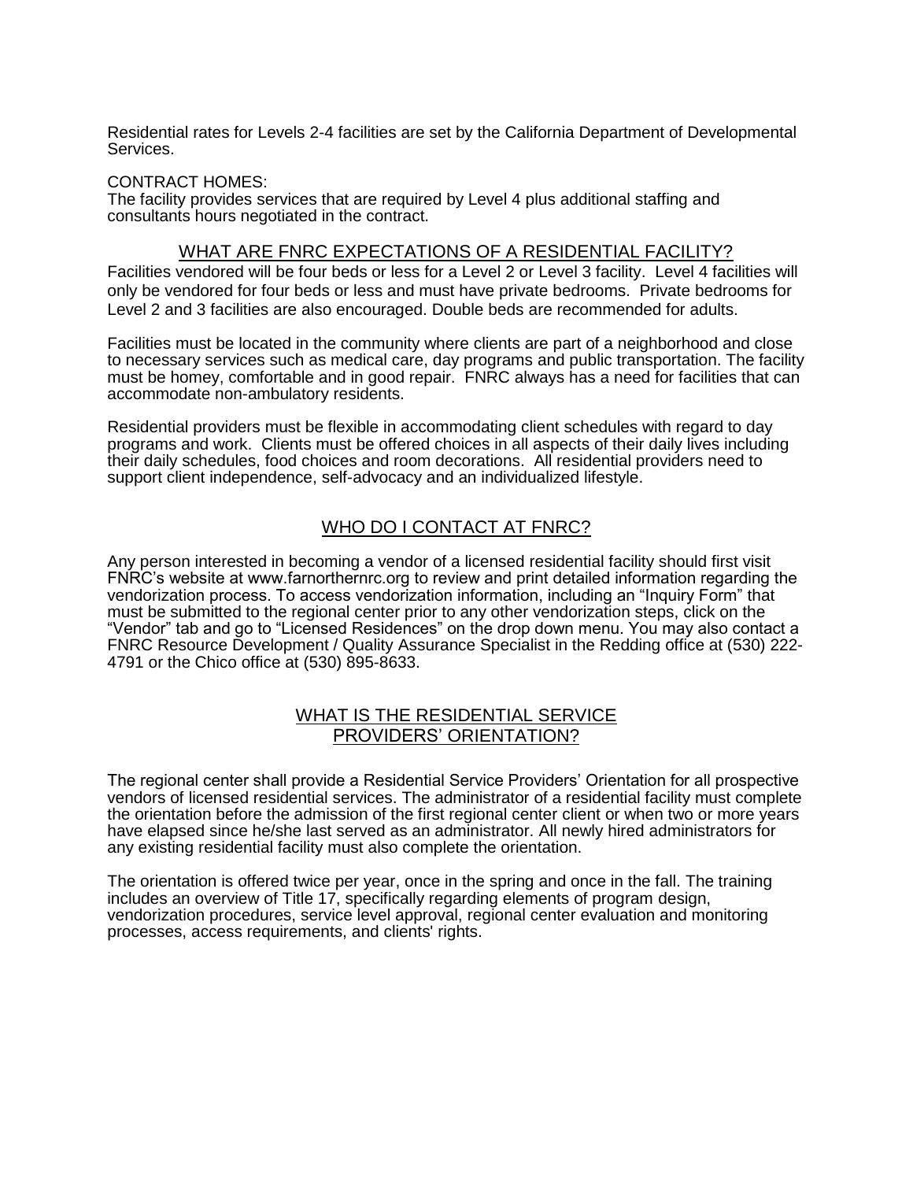Residential rates for Levels 2-4 facilities are set by the California Department of Developmental Services.

CONTRACT HOMES:
The facility provides services that are required by Level 4 plus additional staffing and consultants hours negotiated in the contract.

## WHAT ARE FNRC EXPECTATIONS OF A RESIDENTIAL FACILITY?

Facilities vendored will be four beds or less for a Level 2 or Level 3 facility. Level 4 facilities will only be vendored for four beds or less and must have private bedrooms. Private bedrooms for Level 2 and 3 facilities are also encouraged. Double beds are recommended for adults.

Facilities must be located in the community where clients are part of a neighborhood and close to necessary services such as medical care, day programs and public transportation. The facility must be homey, comfortable and in good repair. FNRC always has a need for facilities that can accommodate non-ambulatory residents.

Residential providers must be flexible in accommodating client schedules with regard to day programs and work. Clients must be offered choices in all aspects of their daily lives including their daily schedules, food choices and room decorations. All residential providers need to support client independence, self-advocacy and an individualized lifestyle.

## WHO DO I CONTACT AT FNRC?

Any person interested in becoming a vendor of a licensed residential facility should first visit FNRC's website at www.farnorthernrc.org to review and print detailed information regarding the vendorization process. To access vendorization information, including an "Inquiry Form" that must be submitted to the regional center prior to any other vendorization steps, click on the "Vendor" tab and go to "Licensed Residences" on the drop down menu. You may also contact a FNRC Resource Development / Quality Assurance Specialist in the Redding office at (530) 222-4791 or the Chico office at (530) 895-8633.

## WHAT IS THE RESIDENTIAL SERVICE PROVIDERS' ORIENTATION?

The regional center shall provide a Residential Service Providers' Orientation for all prospective vendors of licensed residential services. The administrator of a residential facility must complete the orientation before the admission of the first regional center client or when two or more years have elapsed since he/she last served as an administrator. All newly hired administrators for any existing residential facility must also complete the orientation.

The orientation is offered twice per year, once in the spring and once in the fall. The training includes an overview of Title 17, specifically regarding elements of program design, vendorization procedures, service level approval, regional center evaluation and monitoring processes, access requirements, and clients' rights.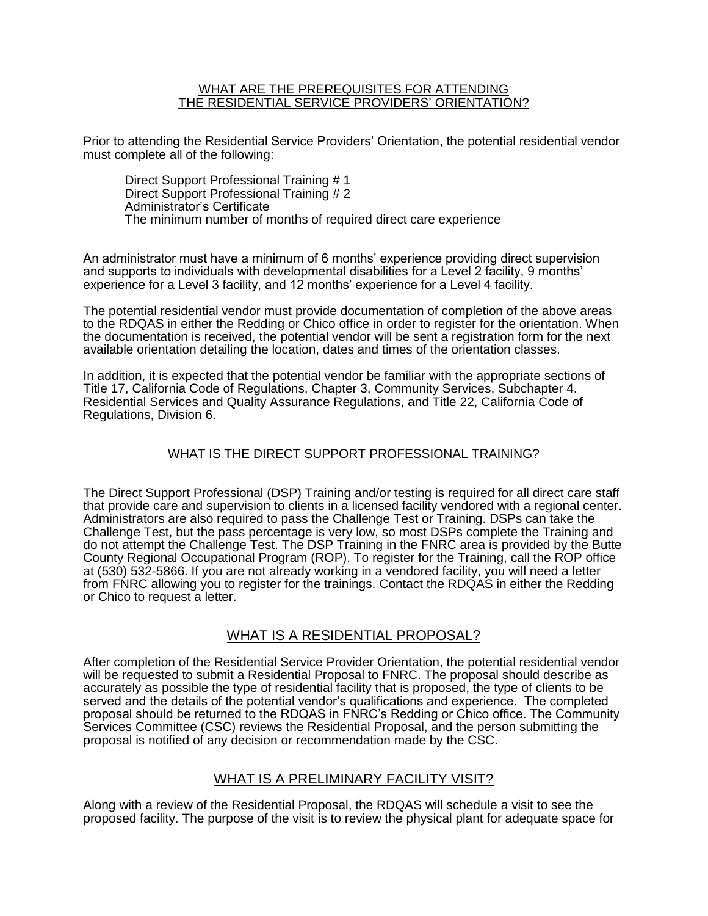## WHAT ARE THE PREREQUISITES FOR ATTENDING THE RESIDENTIAL SERVICE PROVIDERS' ORIENTATION?

Prior to attending the Residential Service Providers' Orientation, the potential residential vendor must complete all of the following:

Direct Support Professional Training # 1
Direct Support Professional Training # 2
Administrator's Certificate
The minimum number of months of required direct care experience

An administrator must have a minimum of 6 months' experience providing direct supervision and supports to individuals with developmental disabilities for a Level 2 facility, 9 months' experience for a Level 3 facility, and 12 months' experience for a Level 4 facility.

The potential residential vendor must provide documentation of completion of the above areas to the RDQAS in either the Redding or Chico office in order to register for the orientation. When the documentation is received, the potential vendor will be sent a registration form for the next available orientation detailing the location, dates and times of the orientation classes.

In addition, it is expected that the potential vendor be familiar with the appropriate sections of Title 17, California Code of Regulations, Chapter 3, Community Services, Subchapter 4. Residential Services and Quality Assurance Regulations, and Title 22, California Code of Regulations, Division 6.

## WHAT IS THE DIRECT SUPPORT PROFESSIONAL TRAINING?

The Direct Support Professional (DSP) Training and/or testing is required for all direct care staff that provide care and supervision to clients in a licensed facility vendored with a regional center. Administrators are also required to pass the Challenge Test or Training. DSPs can take the Challenge Test, but the pass percentage is very low, so most DSPs complete the Training and do not attempt the Challenge Test. The DSP Training in the FNRC area is provided by the Butte County Regional Occupational Program (ROP). To register for the Training, call the ROP office at (530) 532-5866. If you are not already working in a vendored facility, you will need a letter from FNRC allowing you to register for the trainings. Contact the RDQAS in either the Redding or Chico to request a letter.

## WHAT IS A RESIDENTIAL PROPOSAL?

After completion of the Residential Service Provider Orientation, the potential residential vendor will be requested to submit a Residential Proposal to FNRC. The proposal should describe as accurately as possible the type of residential facility that is proposed, the type of clients to be served and the details of the potential vendor's qualifications and experience. The completed proposal should be returned to the RDQAS in FNRC's Redding or Chico office. The Community Services Committee (CSC) reviews the Residential Proposal, and the person submitting the proposal is notified of any decision or recommendation made by the CSC.

## WHAT IS A PRELIMINARY FACILITY VISIT?

Along with a review of the Residential Proposal, the RDQAS will schedule a visit to see the proposed facility. The purpose of the visit is to review the physical plant for adequate space for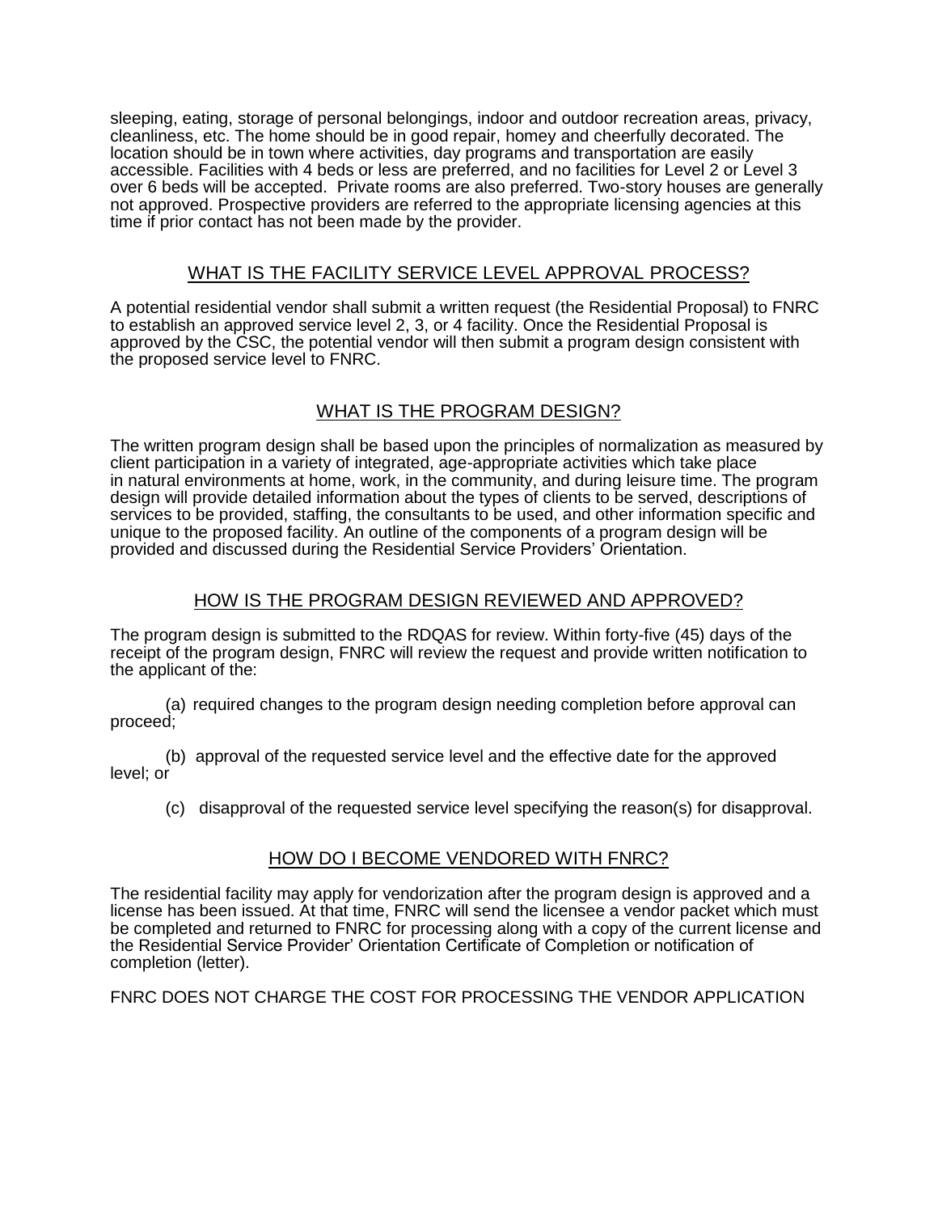sleeping, eating, storage of personal belongings, indoor and outdoor recreation areas, privacy, cleanliness, etc. The home should be in good repair, homey and cheerfully decorated. The location should be in town where activities, day programs and transportation are easily accessible. Facilities with 4 beds or less are preferred, and no facilities for Level 2 or Level 3 over 6 beds will be accepted. Private rooms are also preferred. Two-story houses are generally not approved. Prospective providers are referred to the appropriate licensing agencies at this time if prior contact has not been made by the provider.

## WHAT IS THE FACILITY SERVICE LEVEL APPROVAL PROCESS?

A potential residential vendor shall submit a written request (the Residential Proposal) to FNRC to establish an approved service level 2, 3, or 4 facility. Once the Residential Proposal is approved by the CSC, the potential vendor will then submit a program design consistent with the proposed service level to FNRC.

## WHAT IS THE PROGRAM DESIGN?

The written program design shall be based upon the principles of normalization as measured by client participation in a variety of integrated, age-appropriate activities which take place in natural environments at home, work, in the community, and during leisure time. The program design will provide detailed information about the types of clients to be served, descriptions of services to be provided, staffing, the consultants to be used, and other information specific and unique to the proposed facility. An outline of the components of a program design will be provided and discussed during the Residential Service Providers' Orientation.

## HOW IS THE PROGRAM DESIGN REVIEWED AND APPROVED?

The program design is submitted to the RDQAS for review. Within forty-five (45) days of the receipt of the program design, FNRC will review the request and provide written notification to the applicant of the:

(a) required changes to the program design needing completion before approval can proceed;

(b) approval of the requested service level and the effective date for the approved level; or

(c) disapproval of the requested service level specifying the reason(s) for disapproval.

## HOW DO I BECOME VENDORED WITH FNRC?

The residential facility may apply for vendorization after the program design is approved and a license has been issued. At that time, FNRC will send the licensee a vendor packet which must be completed and returned to FNRC for processing along with a copy of the current license and the Residential Service Provider' Orientation Certificate of Completion or notification of completion (letter).

FNRC DOES NOT CHARGE THE COST FOR PROCESSING THE VENDOR APPLICATION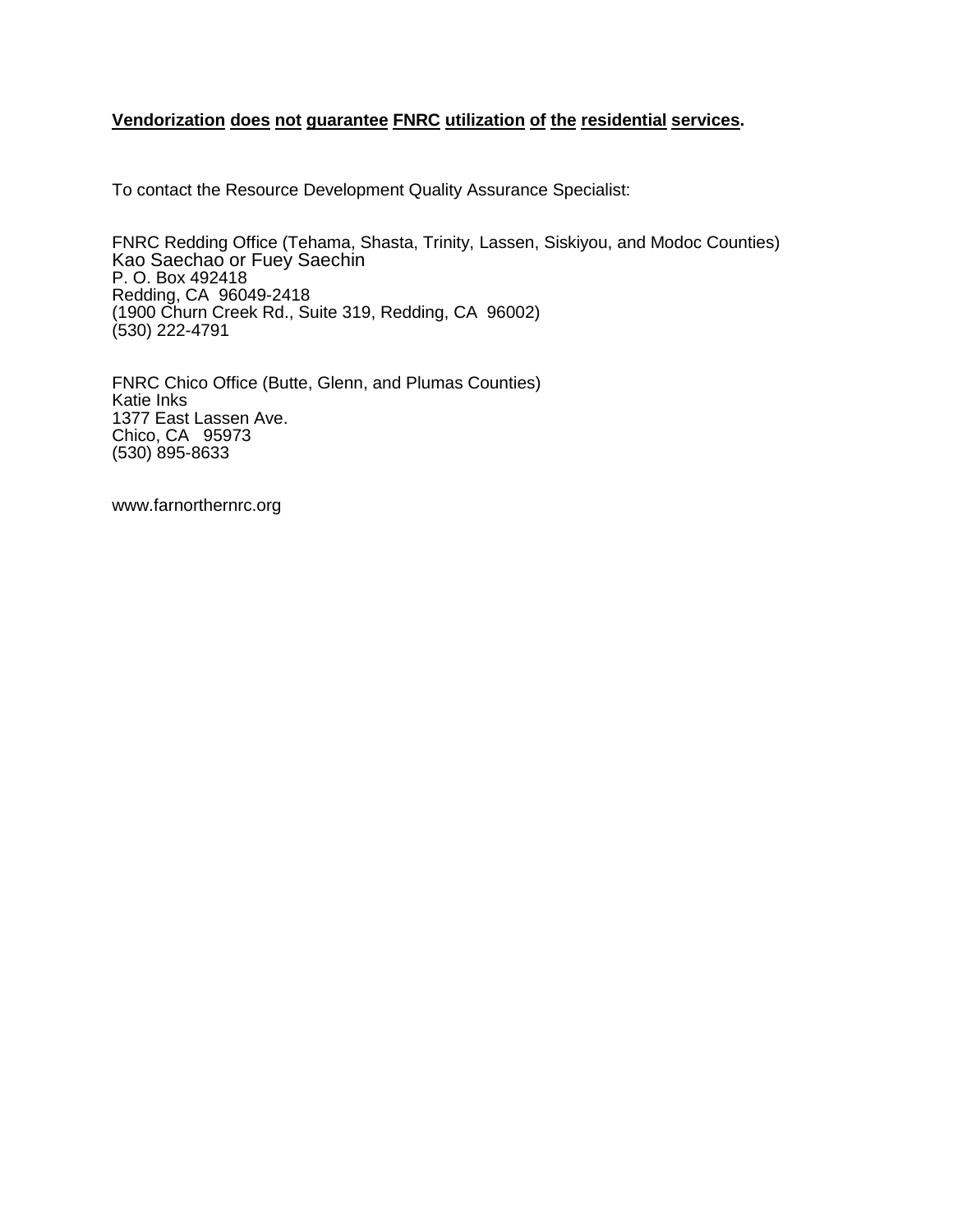**<u>Vendorization does not guarantee FNRC utilization of the residential services</u>.**

To contact the Resource Development Quality Assurance Specialist:

FNRC Redding Office (Tehama, Shasta, Trinity, Lassen, Siskiyou, and Modoc Counties)
Kao Saechao or Fuey Saechin
P. O. Box 492418
Redding, CA 96049-2418
(1900 Churn Creek Rd., Suite 319, Redding, CA 96002)
(530) 222-4791

FNRC Chico Office (Butte, Glenn, and Plumas Counties)
Katie Inks
1377 East Lassen Ave.
Chico, CA 95973
(530) 895-8633

www.farnorthernrc.org